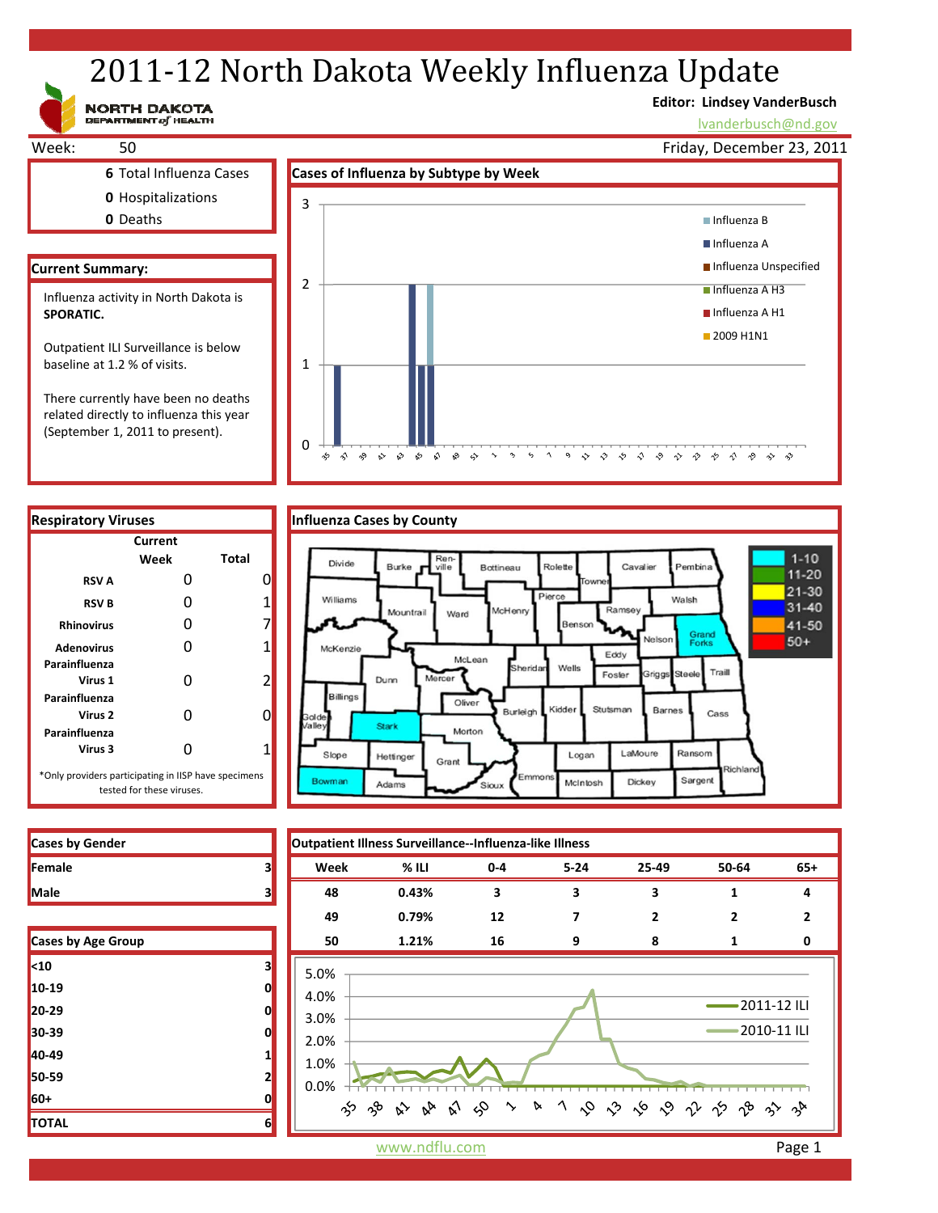# 2011-12 North Dakota Weekly Influenza Update

NORTH DAKOTA DEPARTMENT of HEALTH

**Editor: Lindsey VanderBusch**
lvanderbusch@nd.gov

Week: 50 — Friday, December 23, 2011

**6** Total Influenza Cases
**0** Hospitalizations
**0** Deaths

## Current Summary:

Influenza activity in North Dakota is **SPORATIC.**

Outpatient ILI Surveillance is below baseline at 1.2 % of visits.

There currently have been no deaths related directly to influenza this year (September 1, 2011 to present).

## Cases of Influenza by Subtype by Week

## Respiratory Viruses

| | Current Week | Total |
|---|---|---|
| RSV A | 0 | 0 |
| RSV B | 0 | 1 |
| Rhinovirus | 0 | 7 |
| Adenovirus | 0 | 1 |
| Parainfluenza Virus 1 | 0 | 2 |
| Parainfluenza Virus 2 | 0 | 0 |
| Parainfluenza Virus 3 | 0 | 1 |

*Only providers participating in IISP have specimens tested for these viruses.

## Influenza Cases by County

## Cases by Gender

| | |
|---|---|
| Female | 3 |
| Male | 3 |

## Cases by Age Group

| | |
|---|---|
| <10 | 3 |
| 10-19 | 0 |
| 20-29 | 0 |
| 30-39 | 0 |
| 40-49 | 1 |
| 50-59 | 2 |
| 60+ | 0 |
| TOTAL | 6 |

## Outpatient Illness Surveillance--Influenza-like Illness

| Week | % ILI | 0-4 | 5-24 | 25-49 | 50-64 | 65+ |
|---|---|---|---|---|---|---|
| 48 | 0.43% | 3 | 3 | 3 | 1 | 4 |
| 49 | 0.79% | 12 | 7 | 2 | 2 | 2 |
| 50 | 1.21% | 16 | 9 | 8 | 1 | 0 |

www.ndflu.com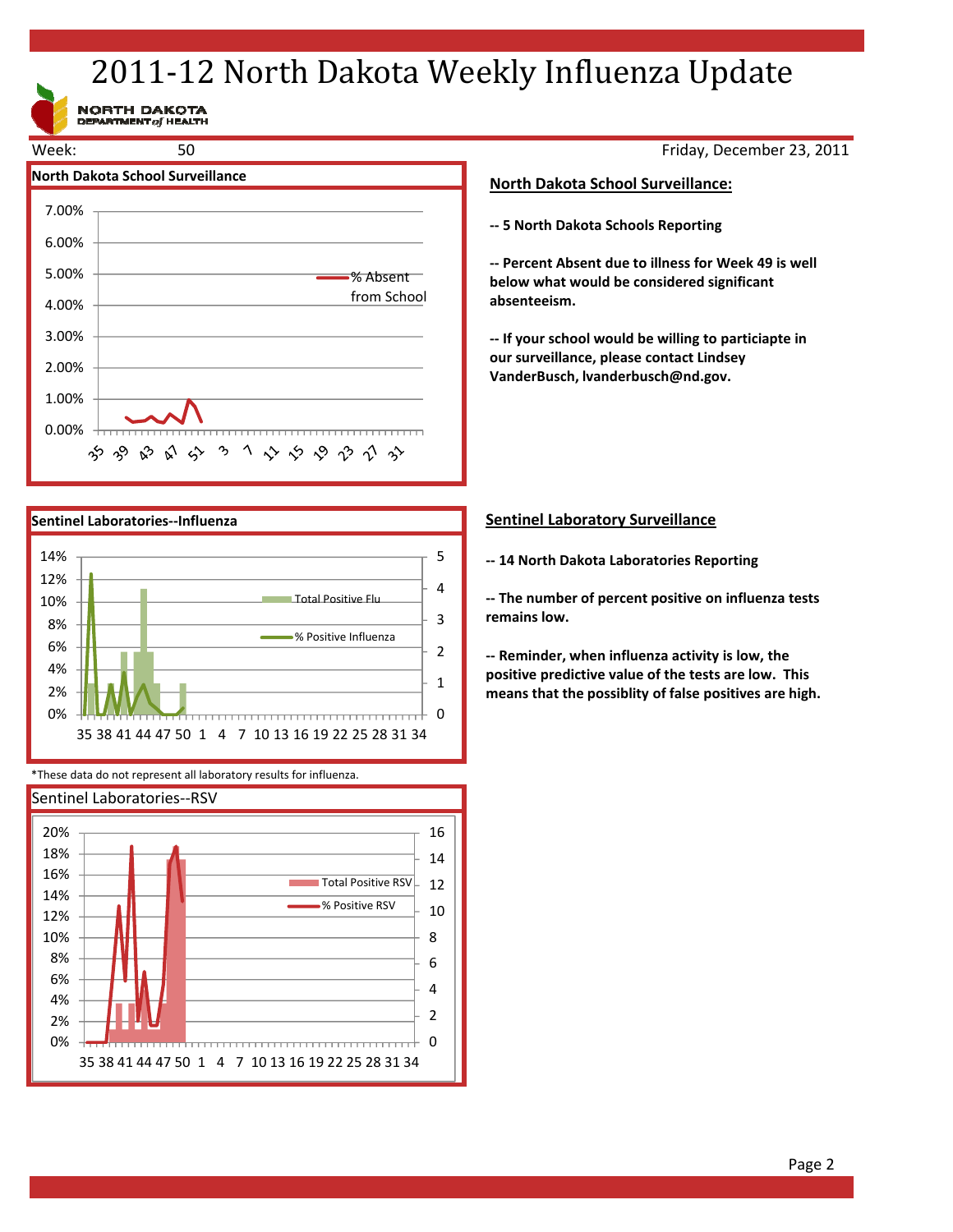# 2011-12 North Dakota Weekly Influenza Update

NORTH DAKOTA DEPARTMENT of HEALTH

Week: 50 Friday, December 23, 2011

## North Dakota School Surveillance

7.00%
6.00%
5.00%
4.00%
3.00%
2.00%
1.00%
0.00%

% Absent from School

35 39 43 47 51 3 7 11 15 19 23 27 31

## North Dakota School Surveillance:

**-- 5 North Dakota Schools Reporting**

**-- Percent Absent due to illness for Week 49 is well below what would be considered significant absenteeism.**

**-- If your school would be willing to particiapte in our surveillance, please contact Lindsey VanderBusch, lvanderbusch@nd.gov.**

## Sentinel Laboratories--Influenza

14% 12% 10% 8% 6% 4% 2% 0%

5 4 3 2 1 0

Total Positive Flu

% Positive Influenza

35 38 41 44 47 50 1 4 7 10 13 16 19 22 25 28 31 34

*These data do not represent all laboratory results for influenza.

## Sentinel Laboratory Surveillance

**-- 14 North Dakota Laboratories Reporting**

**-- The number of percent positive on influenza tests remains low.**

**-- Reminder, when influenza activity is low, the positive predictive value of the tests are low. This means that the possiblity of false positives are high.**

## Sentinel Laboratories--RSV

20% 18% 16% 14% 12% 10% 8% 6% 4% 2% 0%

16 14 12 10 8 6 4 2 0

Total Positive RSV

% Positive RSV

35 38 41 44 47 50 1 4 7 10 13 16 19 22 25 28 31 34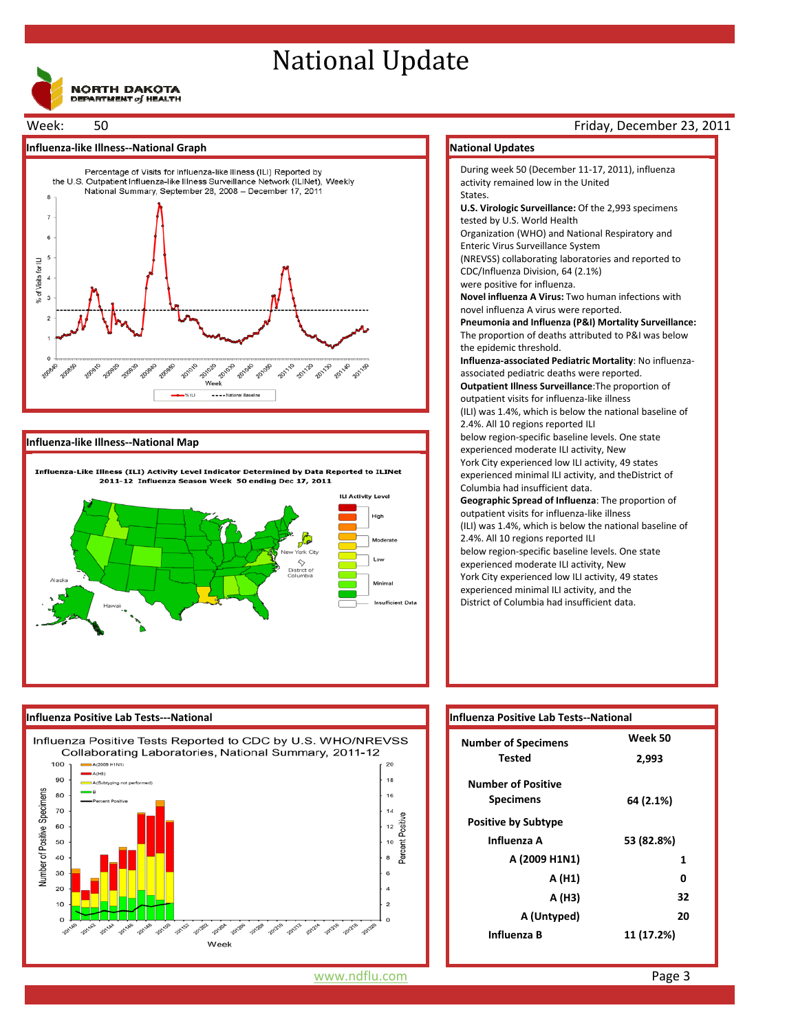# National Update

NORTH DAKOTA DEPARTMENT of HEALTH

Week: 50

Friday, December 23, 2011

## Influenza-like Illness--National Graph

Percentage of Visits for Influenza-like Illness (ILI) Reported by the U.S. Outpatient Influenza-like Illness Surveillance Network (ILINet), Weekly National Summary, September 28, 2008 – December 17, 2011

% of Visits for ILI

Week

% ILI

National Baseline

## Influenza-like Illness--National Map

Influenza-Like Illness (ILI) Activity Level Indicator Determined by Data Reported to ILINet 2011-12 Influenza Season Week 50 ending Dec 17, 2011

ILI Activity Level: High, Moderate, Low, Minimal, Insufficient Data

Alaska, Hawaii, New York City, District of Columbia

## National Updates

During week 50 (December 11-17, 2011), influenza activity remained low in the United States.

**U.S. Virologic Surveillance:** Of the 2,993 specimens tested by U.S. World Health Organization (WHO) and National Respiratory and Enteric Virus Surveillance System (NREVSS) collaborating laboratories and reported to CDC/Influenza Division, 64 (2.1%) were positive for influenza.

**Novel influenza A Virus:** Two human infections with novel influenza A virus were reported.

**Pneumonia and Influenza (P&I) Mortality Surveillance:** The proportion of deaths attributed to P&I was below the epidemic threshold.

**Influenza-associated Pediatric Mortality**: No influenza-associated pediatric deaths were reported.

**Outpatient Illness Surveillance**:The proportion of outpatient visits for influenza-like illness (ILI) was 1.4%, which is below the national baseline of 2.4%. All 10 regions reported ILI below region-specific baseline levels. One state experienced moderate ILI activity, New York City experienced low ILI activity, 49 states experienced minimal ILI activity, and theDistrict of Columbia had insufficient data.

**Geographic Spread of Influenza**: The proportion of outpatient visits for influenza-like illness (ILI) was 1.4%, which is below the national baseline of 2.4%. All 10 regions reported ILI below region-specific baseline levels. One state experienced moderate ILI activity, New York City experienced low ILI activity, 49 states experienced minimal ILI activity, and the District of Columbia had insufficient data.

## Influenza Positive Lab Tests---National

Influenza Positive Tests Reported to CDC by U.S. WHO/NREVSS Collaborating Laboratories, National Summary, 2011-12

A (2009 H1N1)
A (H3)
A (Subtyping not performed)
B
Percent Positive

Number of Positive Specimens

Percent Positive

Week

## Influenza Positive Lab Tests--National

| | Week 50 |
|---|---|
| Number of Specimens Tested | 2,993 |
| Number of Positive Specimens | 64 (2.1%) |
| Positive by Subtype | |
| Influenza A | 53 (82.8%) |
| A (2009 H1N1) | 1 |
| A (H1) | 0 |
| A (H3) | 32 |
| A (Untyped) | 20 |
| Influenza B | 11 (17.2%) |

www.ndflu.com